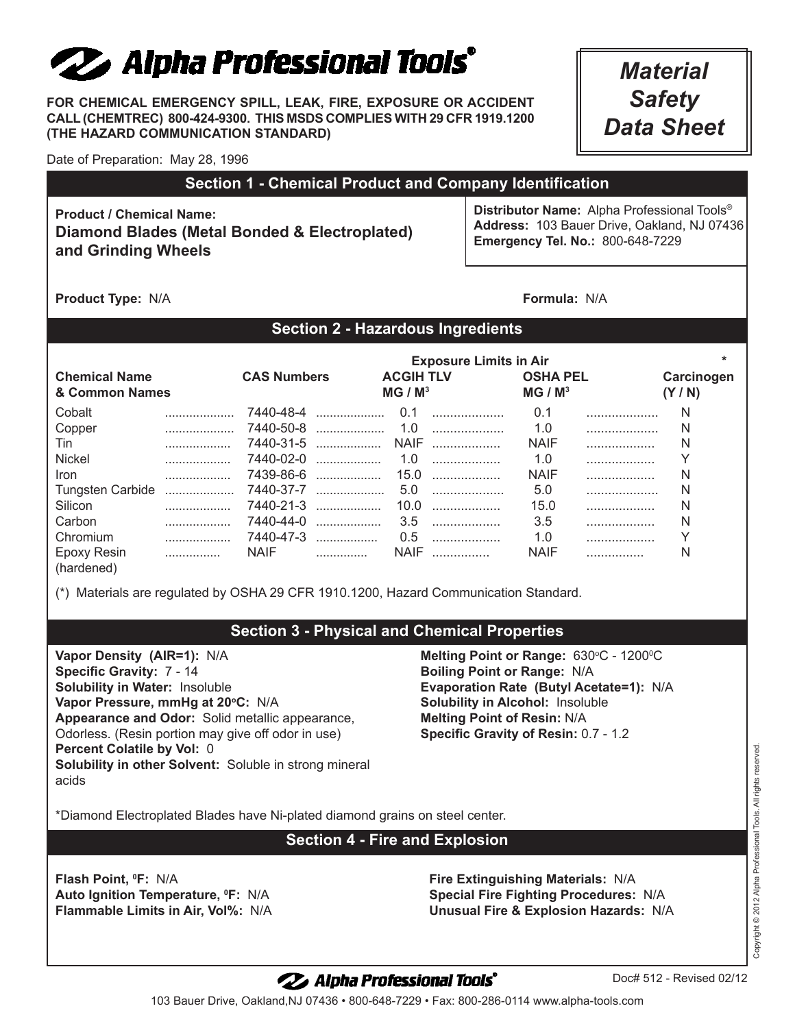# Alpha Professional Tools®

**FOR CHEMICAL EMERGENCY SPILL, LEAK, FIRE, EXPOSURE OR ACCIDENT CALL (CHEMTREC) 800-424-9300. THIS MSDS COMPLIES WITH 29 CFR 1919.1200 (THE HAZARD COMMUNICATION STANDARD)**

*Material Safety Data Sheet*

Date of Preparation: May 28, 1996

## Section 1 - Chemical Product and Company Identification

**Product / Chemical Name:**
**Diamond Blades (Metal Bonded & Electroplated) and Grinding Wheels**

**Distributor Name:** Alpha Professional Tools®
**Address:** 103 Bauer Drive, Oakland, NJ 07436
**Emergency Tel. No.:** 800-648-7229

**Product Type:** N/A

**Formula:** N/A

## Section 2 - Hazardous Ingredients

| Chemical Name & Common Names | CAS Numbers | Exposure Limits in Air: ACGIH TLV MG / M³ | Exposure Limits in Air: OSHA PEL MG / M³ | * Carcinogen (Y / N) |
|---|---|---|---|---|
| Cobalt | 7440-48-4 | 0.1 | 0.1 | N |
| Copper | 7440-50-8 | 1.0 | 1.0 | N |
| Tin | 7440-31-5 | NAIF | NAIF | N |
| Nickel | 7440-02-0 | 1.0 | 1.0 | Y |
| Iron | 7439-86-6 | 15.0 | NAIF | N |
| Tungsten Carbide | 7440-37-7 | 5.0 | 5.0 | N |
| Silicon | 7440-21-3 | 10.0 | 15.0 | N |
| Carbon | 7440-44-0 | 3.5 | 3.5 | N |
| Chromium | 7440-47-3 | 0.5 | 1.0 | Y |
| Epoxy Resin (hardened) | NAIF | NAIF | NAIF | N |

(*) Materials are regulated by OSHA 29 CFR 1910.1200, Hazard Communication Standard.

## Section 3 - Physical and Chemical Properties

**Vapor Density (AIR=1):** N/A
**Specific Gravity:** 7 - 14
**Solubility in Water:** Insoluble
**Vapor Pressure, mmHg at 20°C:** N/A
**Appearance and Odor:** Solid metallic appearance, Odorless. (Resin portion may give off odor in use)
**Percent Colatile by Vol:** 0
**Solubility in other Solvent:** Soluble in strong mineral acids

**Melting Point or Range:** 630°C - 1200°C
**Boiling Point or Range:** N/A
**Evaporation Rate (Butyl Acetate=1):** N/A
**Solubility in Alcohol:** Insoluble
**Melting Point of Resin:** N/A
**Specific Gravity of Resin:** 0.7 - 1.2

*Diamond Electroplated Blades have Ni-plated diamond grains on steel center.

## Section 4 - Fire and Explosion

**Flash Point, °F:** N/A
**Auto Ignition Temperature, °F:** N/A
**Flammable Limits in Air, Vol%:** N/A

**Fire Extinguishing Materials:** N/A
**Special Fire Fighting Procedures:** N/A
**Unusual Fire & Explosion Hazards:** N/A

Copyright © 2012 Alpha Professional Tools. All rights reserved.

Alpha Professional Tools® — Doc# 512 - Revised 02/12

103 Bauer Drive, Oakland,NJ 07436 • 800-648-7229 • Fax: 800-286-0114 www.alpha-tools.com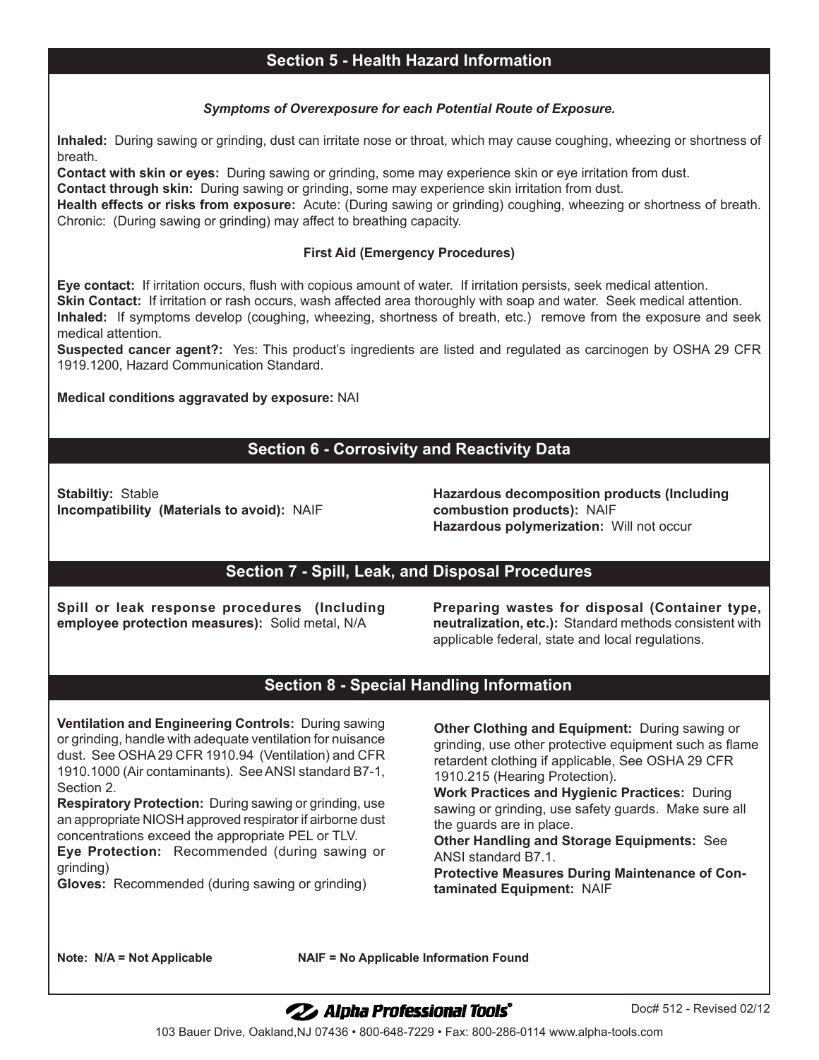## Section 5 - Health Hazard Information

***Symptoms of Overexposure for each Potential Route of Exposure.***

**Inhaled:** During sawing or grinding, dust can irritate nose or throat, which may cause coughing, wheezing or shortness of breath.
**Contact with skin or eyes:** During sawing or grinding, some may experience skin or eye irritation from dust.
**Contact through skin:** During sawing or grinding, some may experience skin irritation from dust.
**Health effects or risks from exposure:** Acute: (During sawing or grinding) coughing, wheezing or shortness of breath. Chronic: (During sawing or grinding) may affect to breathing capacity.

**First Aid (Emergency Procedures)**

**Eye contact:** If irritation occurs, flush with copious amount of water. If irritation persists, seek medical attention.
**Skin Contact:** If irritation or rash occurs, wash affected area thoroughly with soap and water. Seek medical attention.
**Inhaled:** If symptoms develop (coughing, wheezing, shortness of breath, etc.) remove from the exposure and seek medical attention.
**Suspected cancer agent?:** Yes: This product's ingredients are listed and regulated as carcinogen by OSHA 29 CFR 1919.1200, Hazard Communication Standard.

**Medical conditions aggravated by exposure:** NAI

## Section 6 - Corrosivity and Reactivity Data

**Stabiltiy:** Stable
**Incompatibility (Materials to avoid):** NAIF

**Hazardous decomposition products (Including combustion products):** NAIF
**Hazardous polymerization:** Will not occur

## Section 7 - Spill, Leak, and Disposal Procedures

**Spill or leak response procedures (Including employee protection measures):** Solid metal, N/A

**Preparing wastes for disposal (Container type, neutralization, etc.):** Standard methods consistent with applicable federal, state and local regulations.

## Section 8 - Special Handling Information

**Ventilation and Engineering Controls:** During sawing or grinding, handle with adequate ventilation for nuisance dust. See OSHA 29 CFR 1910.94 (Ventilation) and CFR 1910.1000 (Air contaminants). See ANSI standard B7-1, Section 2.
**Respiratory Protection:** During sawing or grinding, use an appropriate NIOSH approved respirator if airborne dust concentrations exceed the appropriate PEL or TLV.
**Eye Protection:** Recommended (during sawing or grinding)
**Gloves:** Recommended (during sawing or grinding)

**Other Clothing and Equipment:** During sawing or grinding, use other protective equipment such as flame retardent clothing if applicable, See OSHA 29 CFR 1910.215 (Hearing Protection).
**Work Practices and Hygienic Practices:** During sawing or grinding, use safety guards. Make sure all the guards are in place.
**Other Handling and Storage Equipments:** See ANSI standard B7.1.
**Protective Measures During Maintenance of Contaminated Equipment:** NAIF

**Note: N/A = Not Applicable** **NAIF = No Applicable Information Found**

Alpha Professional Tools®

Doc# 512 - Revised 02/12

103 Bauer Drive, Oakland,NJ 07436 • 800-648-7229 • Fax: 800-286-0114 www.alpha-tools.com